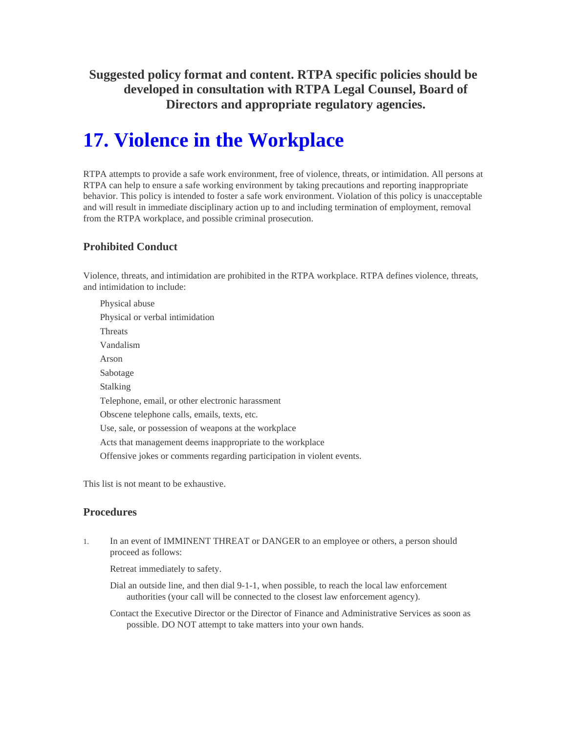**Suggested policy format and content. RTPA specific policies should be developed in consultation with RTPA Legal Counsel, Board of Directors and appropriate regulatory agencies.**

# 17. Violence in the Workplace

RTPA attempts to provide a safe work environment, free of violence, threats, or intimidation. All persons at RTPA can help to ensure a safe working environment by taking precautions and reporting inappropriate behavior. This policy is intended to foster a safe work environment. Violation of this policy is unacceptable and will result in immediate disciplinary action up to and including termination of employment, removal from the RTPA workplace, and possible criminal prosecution.

### Prohibited Conduct

Violence, threats, and intimidation are prohibited in the RTPA workplace. RTPA defines violence, threats, and intimidation to include:

- Physical abuse
- Physical or verbal intimidation
- Threats
- Vandalism
- Arson
- Sabotage
- Stalking
- Telephone, email, or other electronic harassment
- Obscene telephone calls, emails, texts, etc.
- Use, sale, or possession of weapons at the workplace
- Acts that management deems inappropriate to the workplace
- Offensive jokes or comments regarding participation in violent events.

This list is not meant to be exhaustive.

### Procedures

1. In an event of IMMINENT THREAT or DANGER to an employee or others, a person should proceed as follows:

   Retreat immediately to safety.

   Dial an outside line, and then dial 9-1-1, when possible, to reach the local law enforcement authorities (your call will be connected to the closest law enforcement agency).

   Contact the Executive Director or the Director of Finance and Administrative Services as soon as possible. DO NOT attempt to take matters into your own hands.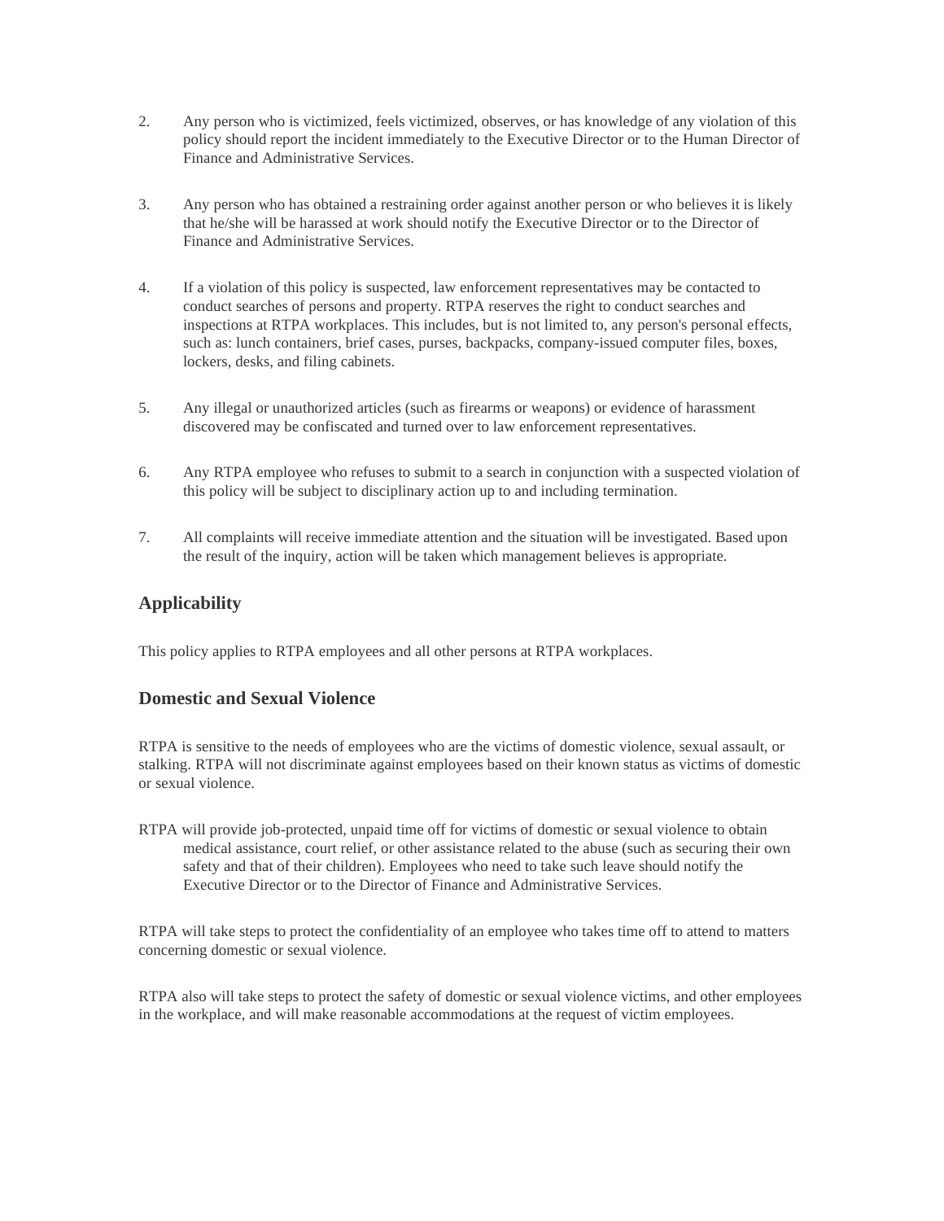2. Any person who is victimized, feels victimized, observes, or has knowledge of any violation of this policy should report the incident immediately to the Executive Director or to the Human Director of Finance and Administrative Services.

3. Any person who has obtained a restraining order against another person or who believes it is likely that he/she will be harassed at work should notify the Executive Director or to the Director of Finance and Administrative Services.

4. If a violation of this policy is suspected, law enforcement representatives may be contacted to conduct searches of persons and property. RTPA reserves the right to conduct searches and inspections at RTPA workplaces. This includes, but is not limited to, any person's personal effects, such as: lunch containers, brief cases, purses, backpacks, company-issued computer files, boxes, lockers, desks, and filing cabinets.

5. Any illegal or unauthorized articles (such as firearms or weapons) or evidence of harassment discovered may be confiscated and turned over to law enforcement representatives.

6. Any RTPA employee who refuses to submit to a search in conjunction with a suspected violation of this policy will be subject to disciplinary action up to and including termination.

7. All complaints will receive immediate attention and the situation will be investigated. Based upon the result of the inquiry, action will be taken which management believes is appropriate.

## Applicability

This policy applies to RTPA employees and all other persons at RTPA workplaces.

## Domestic and Sexual Violence

RTPA is sensitive to the needs of employees who are the victims of domestic violence, sexual assault, or stalking. RTPA will not discriminate against employees based on their known status as victims of domestic or sexual violence.

RTPA will provide job-protected, unpaid time off for victims of domestic or sexual violence to obtain medical assistance, court relief, or other assistance related to the abuse (such as securing their own safety and that of their children). Employees who need to take such leave should notify the Executive Director or to the Director of Finance and Administrative Services.

RTPA will take steps to protect the confidentiality of an employee who takes time off to attend to matters concerning domestic or sexual violence.

RTPA also will take steps to protect the safety of domestic or sexual violence victims, and other employees in the workplace, and will make reasonable accommodations at the request of victim employees.